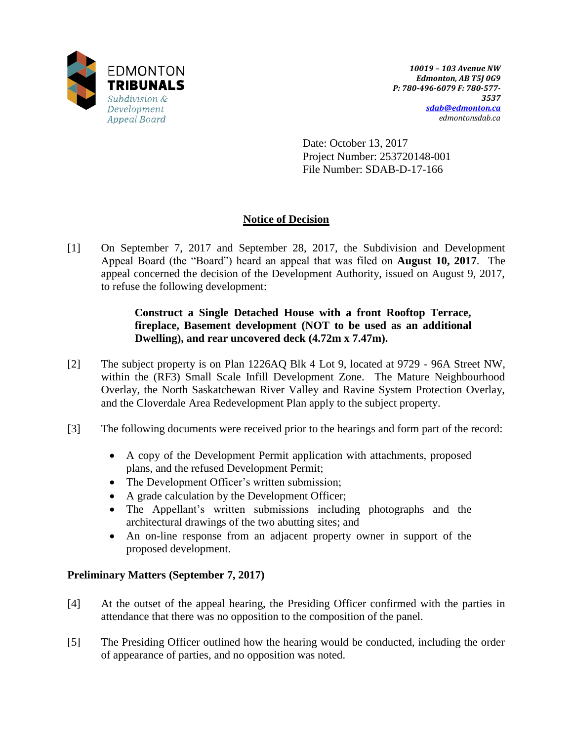EDMONTON
**TRIBUNALS**
*Subdivision & Development Appeal Board*

***10019 – 103 Avenue NW***
***Edmonton, AB T5J 0G9***
***P: 780-496-6079 F: 780-577-3537***
***sdab@edmonton.ca***
*edmontonsdab.ca*

Date: October 13, 2017
Project Number: 253720148-001
File Number: SDAB-D-17-166

## Notice of Decision

[1] On September 7, 2017 and September 28, 2017, the Subdivision and Development Appeal Board (the "Board") heard an appeal that was filed on **August 10, 2017**. The appeal concerned the decision of the Development Authority, issued on August 9, 2017, to refuse the following development:

> **Construct a Single Detached House with a front Rooftop Terrace, fireplace, Basement development (NOT to be used as an additional Dwelling), and rear uncovered deck (4.72m x 7.47m).**

[2] The subject property is on Plan 1226AQ Blk 4 Lot 9, located at 9729 - 96A Street NW, within the (RF3) Small Scale Infill Development Zone. The Mature Neighbourhood Overlay, the North Saskatchewan River Valley and Ravine System Protection Overlay, and the Cloverdale Area Redevelopment Plan apply to the subject property.

[3] The following documents were received prior to the hearings and form part of the record:

- A copy of the Development Permit application with attachments, proposed plans, and the refused Development Permit;
- The Development Officer's written submission;
- A grade calculation by the Development Officer;
- The Appellant's written submissions including photographs and the architectural drawings of the two abutting sites; and
- An on-line response from an adjacent property owner in support of the proposed development.

### Preliminary Matters (September 7, 2017)

[4] At the outset of the appeal hearing, the Presiding Officer confirmed with the parties in attendance that there was no opposition to the composition of the panel.

[5] The Presiding Officer outlined how the hearing would be conducted, including the order of appearance of parties, and no opposition was noted.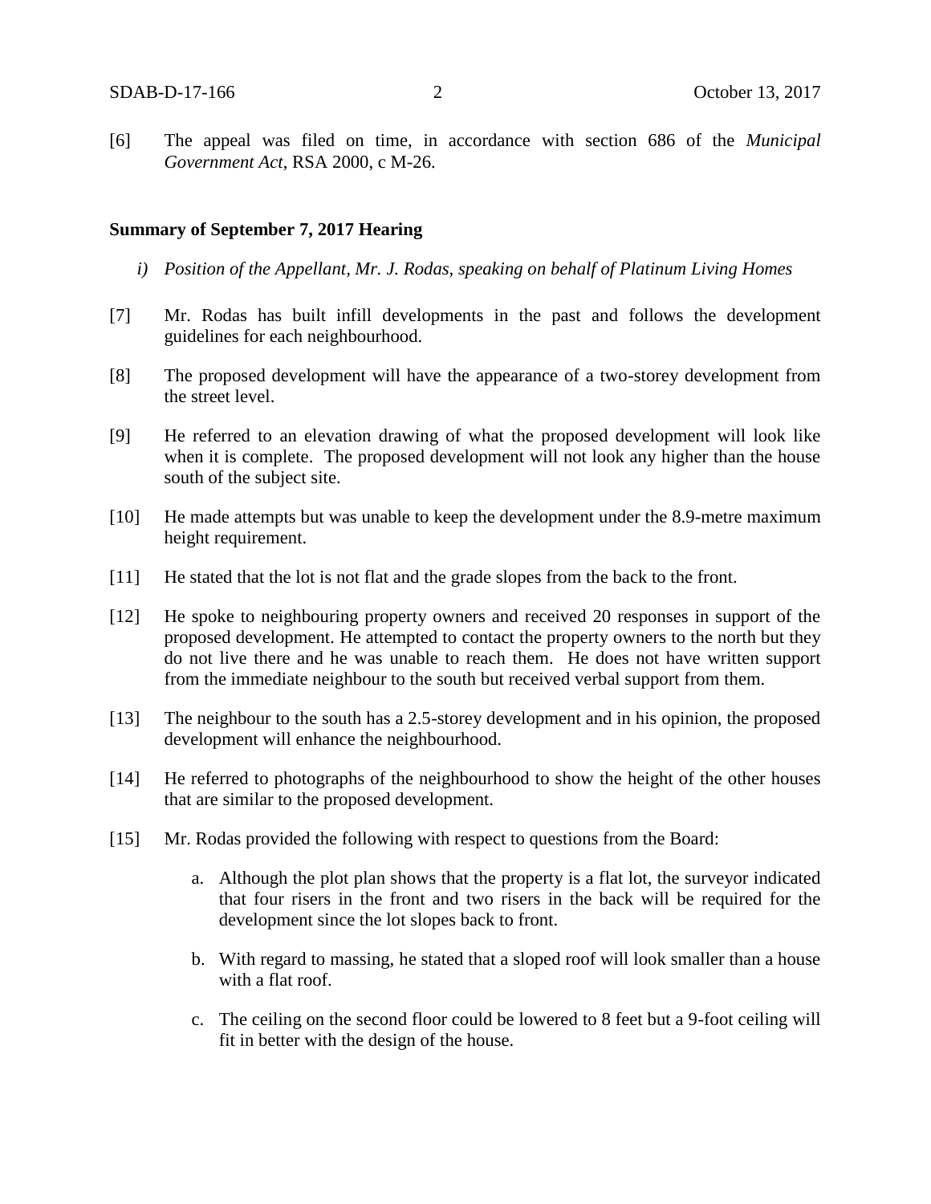[6] The appeal was filed on time, in accordance with section 686 of the *Municipal Government Act*, RSA 2000, c M-26.

**Summary of September 7, 2017 Hearing**

*i) Position of the Appellant, Mr. J. Rodas, speaking on behalf of Platinum Living Homes*

[7] Mr. Rodas has built infill developments in the past and follows the development guidelines for each neighbourhood.

[8] The proposed development will have the appearance of a two-storey development from the street level.

[9] He referred to an elevation drawing of what the proposed development will look like when it is complete. The proposed development will not look any higher than the house south of the subject site.

[10] He made attempts but was unable to keep the development under the 8.9-metre maximum height requirement.

[11] He stated that the lot is not flat and the grade slopes from the back to the front.

[12] He spoke to neighbouring property owners and received 20 responses in support of the proposed development. He attempted to contact the property owners to the north but they do not live there and he was unable to reach them. He does not have written support from the immediate neighbour to the south but received verbal support from them.

[13] The neighbour to the south has a 2.5-storey development and in his opinion, the proposed development will enhance the neighbourhood.

[14] He referred to photographs of the neighbourhood to show the height of the other houses that are similar to the proposed development.

[15] Mr. Rodas provided the following with respect to questions from the Board:

a. Although the plot plan shows that the property is a flat lot, the surveyor indicated that four risers in the front and two risers in the back will be required for the development since the lot slopes back to front.

b. With regard to massing, he stated that a sloped roof will look smaller than a house with a flat roof.

c. The ceiling on the second floor could be lowered to 8 feet but a 9-foot ceiling will fit in better with the design of the house.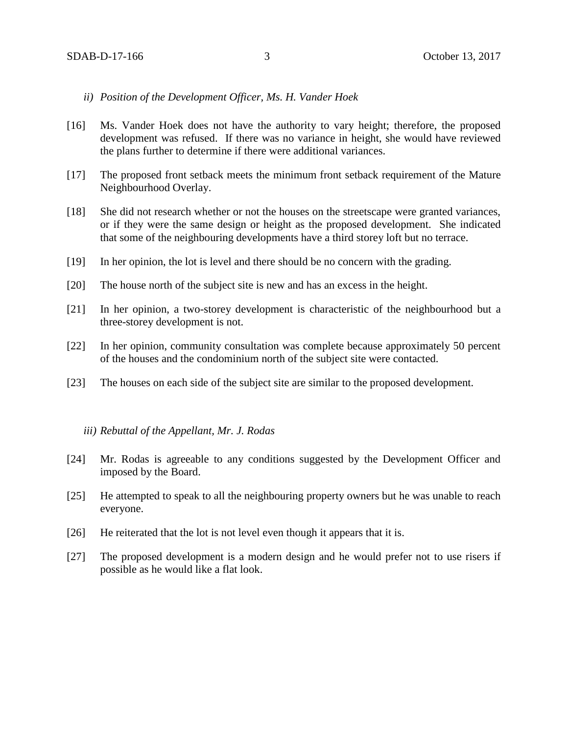*ii) Position of the Development Officer, Ms. H. Vander Hoek*

[16] Ms. Vander Hoek does not have the authority to vary height; therefore, the proposed development was refused. If there was no variance in height, she would have reviewed the plans further to determine if there were additional variances.

[17] The proposed front setback meets the minimum front setback requirement of the Mature Neighbourhood Overlay.

[18] She did not research whether or not the houses on the streetscape were granted variances, or if they were the same design or height as the proposed development. She indicated that some of the neighbouring developments have a third storey loft but no terrace.

[19] In her opinion, the lot is level and there should be no concern with the grading.

[20] The house north of the subject site is new and has an excess in the height.

[21] In her opinion, a two-storey development is characteristic of the neighbourhood but a three-storey development is not.

[22] In her opinion, community consultation was complete because approximately 50 percent of the houses and the condominium north of the subject site were contacted.

[23] The houses on each side of the subject site are similar to the proposed development.

*iii) Rebuttal of the Appellant, Mr. J. Rodas*

[24] Mr. Rodas is agreeable to any conditions suggested by the Development Officer and imposed by the Board.

[25] He attempted to speak to all the neighbouring property owners but he was unable to reach everyone.

[26] He reiterated that the lot is not level even though it appears that it is.

[27] The proposed development is a modern design and he would prefer not to use risers if possible as he would like a flat look.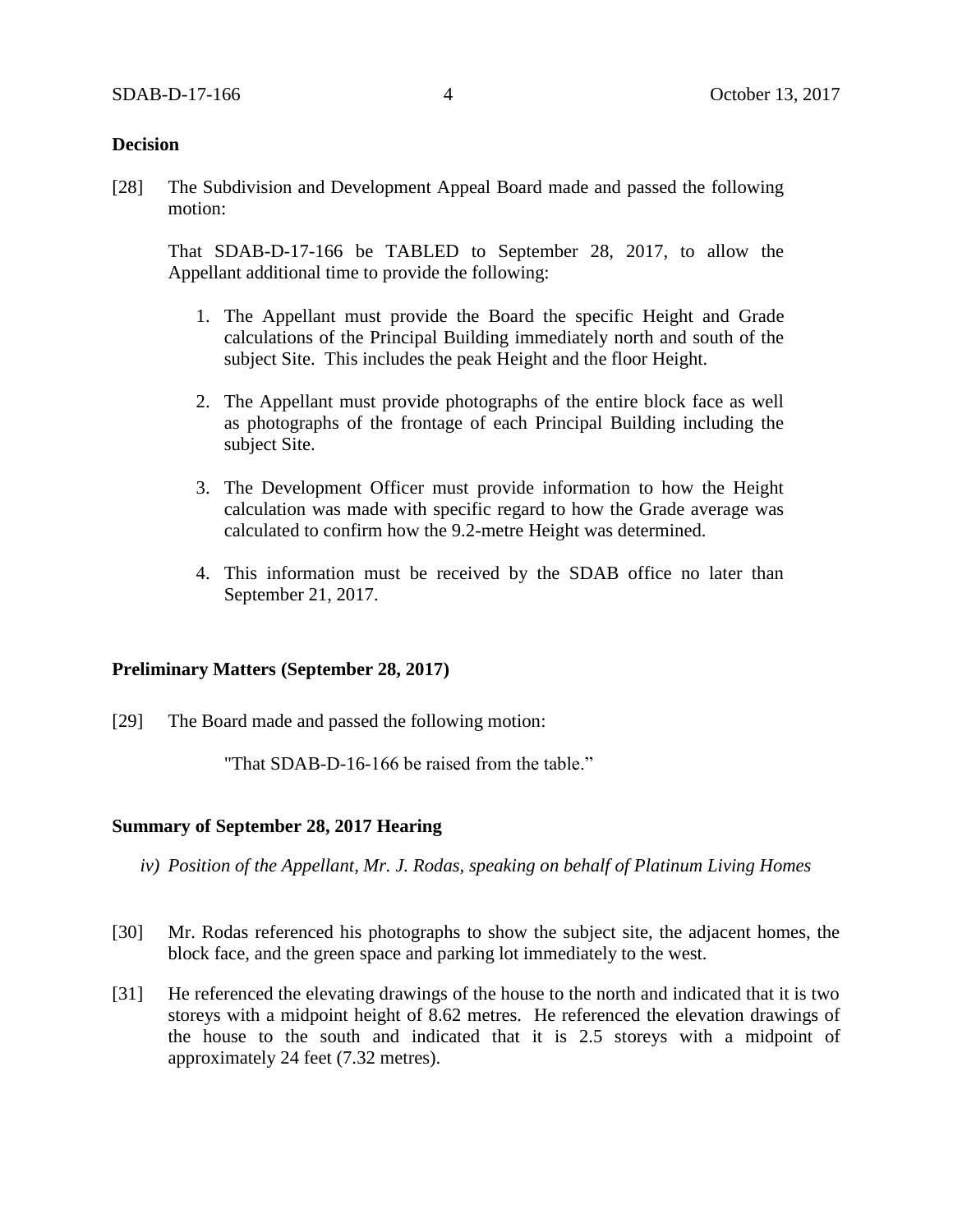**Decision**

[28] The Subdivision and Development Appeal Board made and passed the following motion:

That SDAB-D-17-166 be TABLED to September 28, 2017, to allow the Appellant additional time to provide the following:

1. The Appellant must provide the Board the specific Height and Grade calculations of the Principal Building immediately north and south of the subject Site. This includes the peak Height and the floor Height.

2. The Appellant must provide photographs of the entire block face as well as photographs of the frontage of each Principal Building including the subject Site.

3. The Development Officer must provide information to how the Height calculation was made with specific regard to how the Grade average was calculated to confirm how the 9.2-metre Height was determined.

4. This information must be received by the SDAB office no later than September 21, 2017.

**Preliminary Matters (September 28, 2017)**

[29] The Board made and passed the following motion:

"That SDAB-D-16-166 be raised from the table."

**Summary of September 28, 2017 Hearing**

*iv) Position of the Appellant, Mr. J. Rodas, speaking on behalf of Platinum Living Homes*

[30] Mr. Rodas referenced his photographs to show the subject site, the adjacent homes, the block face, and the green space and parking lot immediately to the west.

[31] He referenced the elevating drawings of the house to the north and indicated that it is two storeys with a midpoint height of 8.62 metres. He referenced the elevation drawings of the house to the south and indicated that it is 2.5 storeys with a midpoint of approximately 24 feet (7.32 metres).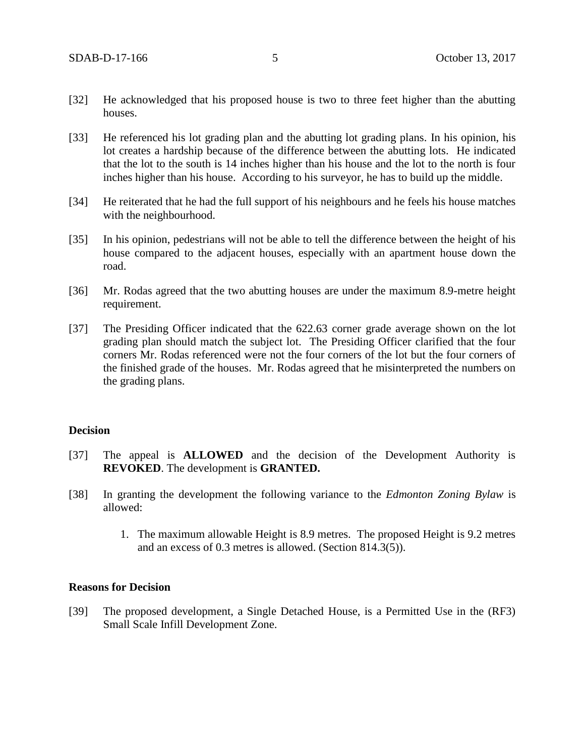[32] He acknowledged that his proposed house is two to three feet higher than the abutting houses.

[33] He referenced his lot grading plan and the abutting lot grading plans. In his opinion, his lot creates a hardship because of the difference between the abutting lots. He indicated that the lot to the south is 14 inches higher than his house and the lot to the north is four inches higher than his house. According to his surveyor, he has to build up the middle.

[34] He reiterated that he had the full support of his neighbours and he feels his house matches with the neighbourhood.

[35] In his opinion, pedestrians will not be able to tell the difference between the height of his house compared to the adjacent houses, especially with an apartment house down the road.

[36] Mr. Rodas agreed that the two abutting houses are under the maximum 8.9-metre height requirement.

[37] The Presiding Officer indicated that the 622.63 corner grade average shown on the lot grading plan should match the subject lot. The Presiding Officer clarified that the four corners Mr. Rodas referenced were not the four corners of the lot but the four corners of the finished grade of the houses. Mr. Rodas agreed that he misinterpreted the numbers on the grading plans.

## Decision

[37] The appeal is **ALLOWED** and the decision of the Development Authority is **REVOKED**. The development is **GRANTED.**

[38] In granting the development the following variance to the *Edmonton Zoning Bylaw* is allowed:

1. The maximum allowable Height is 8.9 metres. The proposed Height is 9.2 metres and an excess of 0.3 metres is allowed. (Section 814.3(5)).

## Reasons for Decision

[39] The proposed development, a Single Detached House, is a Permitted Use in the (RF3) Small Scale Infill Development Zone.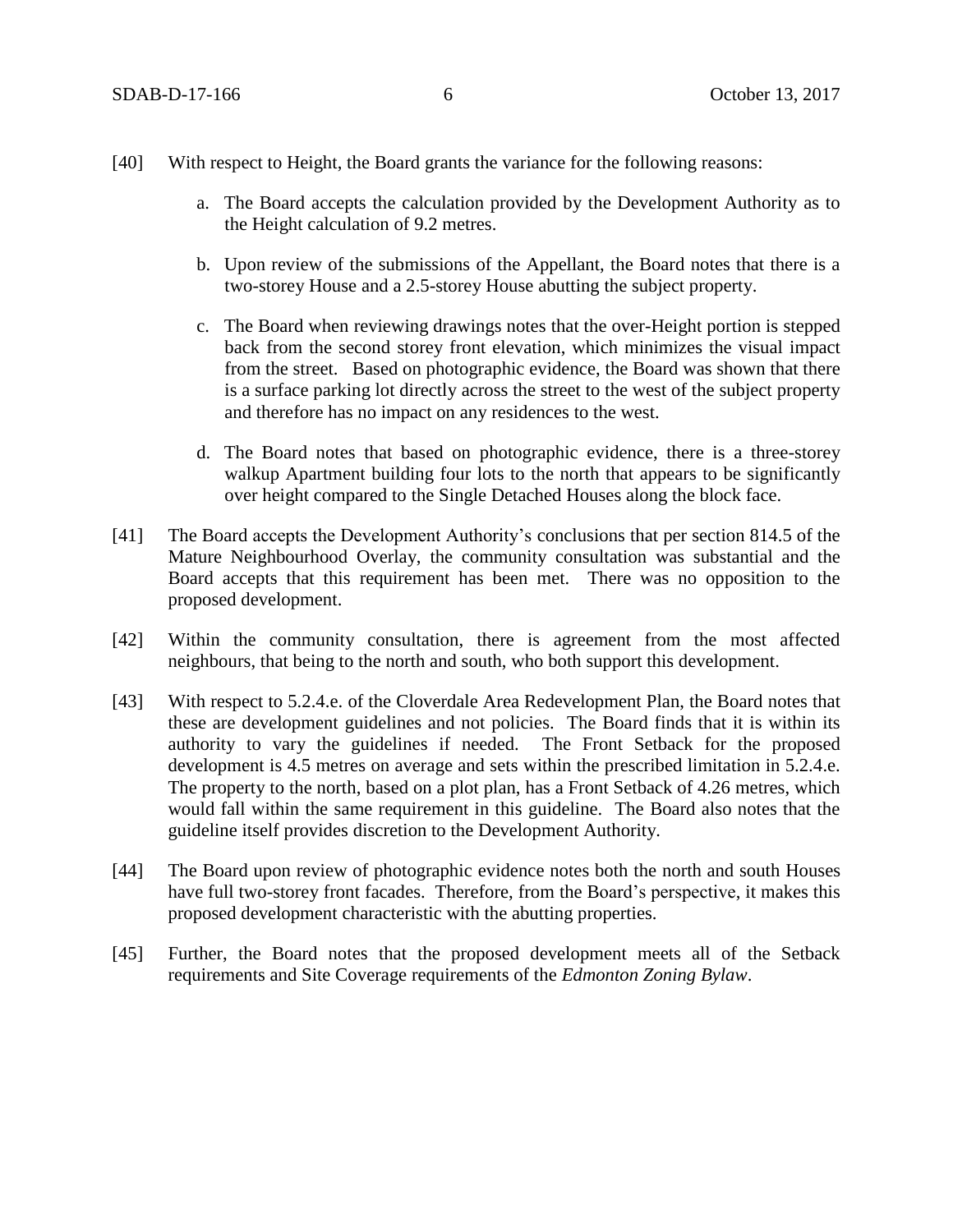[40] With respect to Height, the Board grants the variance for the following reasons:

a. The Board accepts the calculation provided by the Development Authority as to the Height calculation of 9.2 metres.

b. Upon review of the submissions of the Appellant, the Board notes that there is a two-storey House and a 2.5-storey House abutting the subject property.

c. The Board when reviewing drawings notes that the over-Height portion is stepped back from the second storey front elevation, which minimizes the visual impact from the street. Based on photographic evidence, the Board was shown that there is a surface parking lot directly across the street to the west of the subject property and therefore has no impact on any residences to the west.

d. The Board notes that based on photographic evidence, there is a three-storey walkup Apartment building four lots to the north that appears to be significantly over height compared to the Single Detached Houses along the block face.

[41] The Board accepts the Development Authority's conclusions that per section 814.5 of the Mature Neighbourhood Overlay, the community consultation was substantial and the Board accepts that this requirement has been met. There was no opposition to the proposed development.

[42] Within the community consultation, there is agreement from the most affected neighbours, that being to the north and south, who both support this development.

[43] With respect to 5.2.4.e. of the Cloverdale Area Redevelopment Plan, the Board notes that these are development guidelines and not policies. The Board finds that it is within its authority to vary the guidelines if needed. The Front Setback for the proposed development is 4.5 metres on average and sets within the prescribed limitation in 5.2.4.e. The property to the north, based on a plot plan, has a Front Setback of 4.26 metres, which would fall within the same requirement in this guideline. The Board also notes that the guideline itself provides discretion to the Development Authority.

[44] The Board upon review of photographic evidence notes both the north and south Houses have full two-storey front facades. Therefore, from the Board's perspective, it makes this proposed development characteristic with the abutting properties.

[45] Further, the Board notes that the proposed development meets all of the Setback requirements and Site Coverage requirements of the *Edmonton Zoning Bylaw*.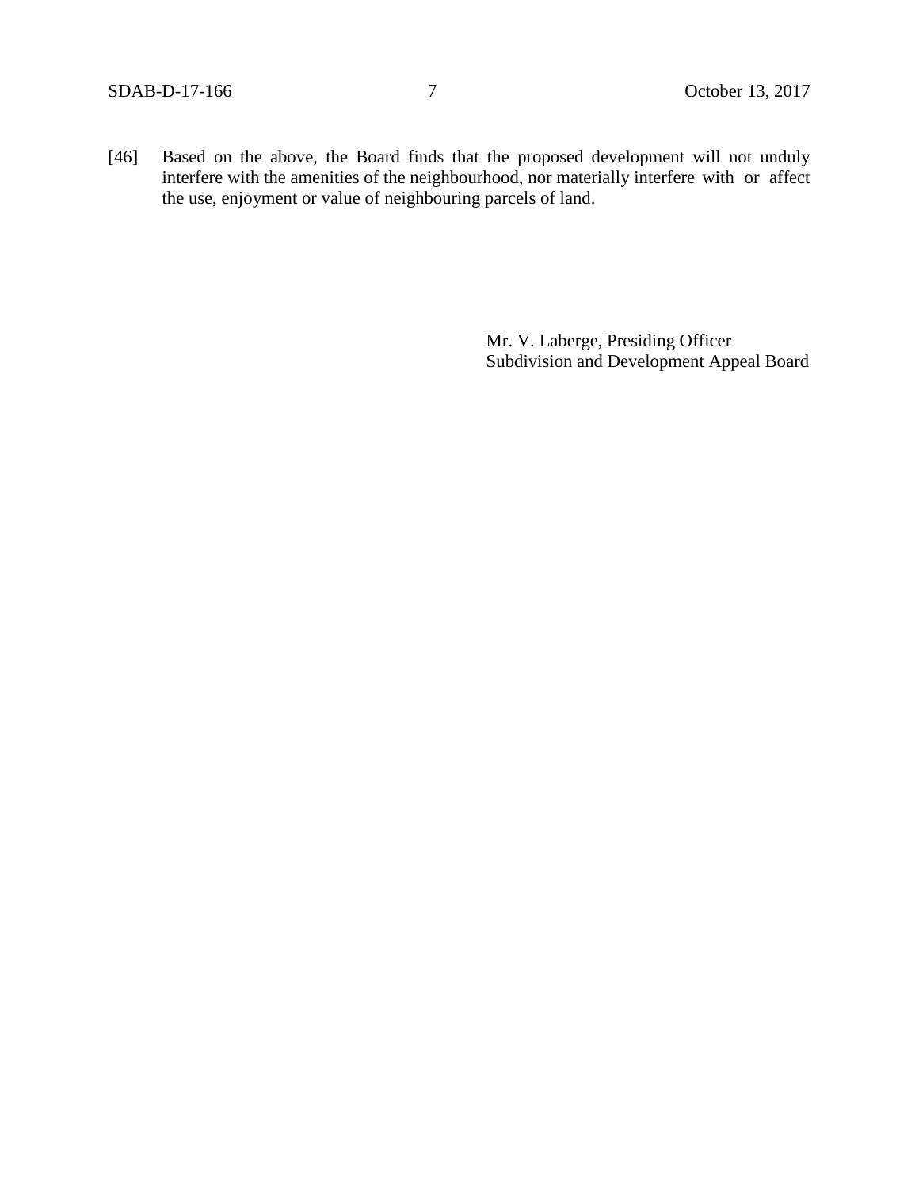[46] Based on the above, the Board finds that the proposed development will not unduly interfere with the amenities of the neighbourhood, nor materially interfere with or affect the use, enjoyment or value of neighbouring parcels of land.

Mr. V. Laberge, Presiding Officer
Subdivision and Development Appeal Board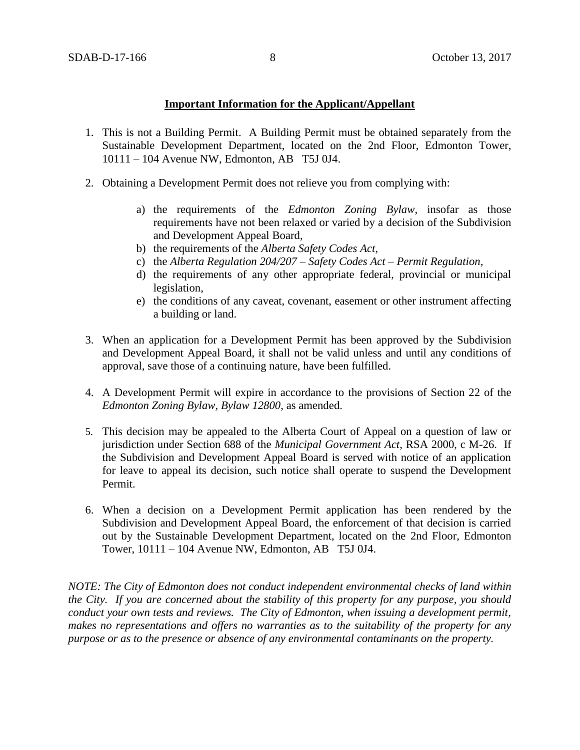**Important Information for the Applicant/Appellant**

1. This is not a Building Permit. A Building Permit must be obtained separately from the Sustainable Development Department, located on the 2nd Floor, Edmonton Tower, 10111 – 104 Avenue NW, Edmonton, AB T5J 0J4.

2. Obtaining a Development Permit does not relieve you from complying with:

    a) the requirements of the *Edmonton Zoning Bylaw*, insofar as those requirements have not been relaxed or varied by a decision of the Subdivision and Development Appeal Board,
    b) the requirements of the *Alberta Safety Codes Act*,
    c) the *Alberta Regulation 204/207 – Safety Codes Act – Permit Regulation*,
    d) the requirements of any other appropriate federal, provincial or municipal legislation,
    e) the conditions of any caveat, covenant, easement or other instrument affecting a building or land.

3. When an application for a Development Permit has been approved by the Subdivision and Development Appeal Board, it shall not be valid unless and until any conditions of approval, save those of a continuing nature, have been fulfilled.

4. A Development Permit will expire in accordance to the provisions of Section 22 of the *Edmonton Zoning Bylaw, Bylaw 12800*, as amended.

5. This decision may be appealed to the Alberta Court of Appeal on a question of law or jurisdiction under Section 688 of the *Municipal Government Act*, RSA 2000, c M-26. If the Subdivision and Development Appeal Board is served with notice of an application for leave to appeal its decision, such notice shall operate to suspend the Development Permit.

6. When a decision on a Development Permit application has been rendered by the Subdivision and Development Appeal Board, the enforcement of that decision is carried out by the Sustainable Development Department, located on the 2nd Floor, Edmonton Tower, 10111 – 104 Avenue NW, Edmonton, AB T5J 0J4.

*NOTE: The City of Edmonton does not conduct independent environmental checks of land within the City. If you are concerned about the stability of this property for any purpose, you should conduct your own tests and reviews. The City of Edmonton, when issuing a development permit, makes no representations and offers no warranties as to the suitability of the property for any purpose or as to the presence or absence of any environmental contaminants on the property.*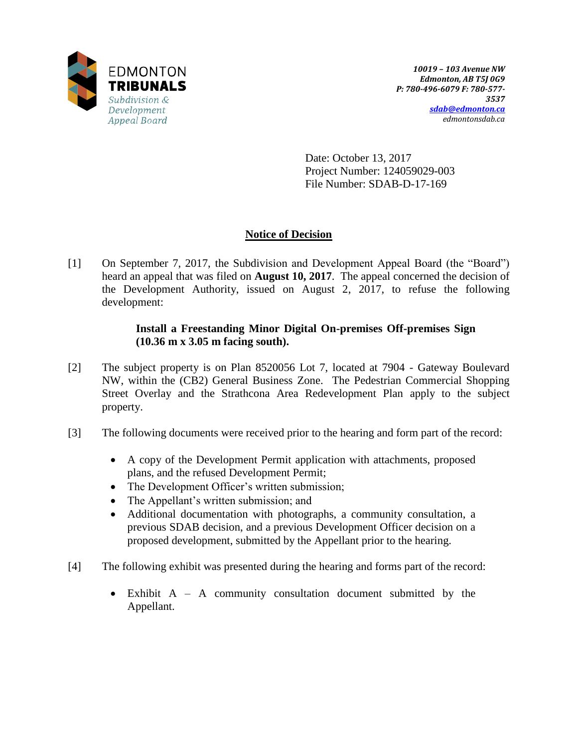10019 – 103 Avenue NW
Edmonton, AB T5J 0G9
P: 780-496-6079 F: 780-577-3537
sdab@edmonton.ca
edmontonsdab.ca

Date: October 13, 2017
Project Number: 124059029-003
File Number: SDAB-D-17-169

## Notice of Decision

[1] On September 7, 2017, the Subdivision and Development Appeal Board (the "Board") heard an appeal that was filed on **August 10, 2017**. The appeal concerned the decision of the Development Authority, issued on August 2, 2017, to refuse the following development:

> **Install a Freestanding Minor Digital On-premises Off-premises Sign (10.36 m x 3.05 m facing south).**

[2] The subject property is on Plan 8520056 Lot 7, located at 7904 - Gateway Boulevard NW, within the (CB2) General Business Zone. The Pedestrian Commercial Shopping Street Overlay and the Strathcona Area Redevelopment Plan apply to the subject property.

[3] The following documents were received prior to the hearing and form part of the record:

- A copy of the Development Permit application with attachments, proposed plans, and the refused Development Permit;
- The Development Officer's written submission;
- The Appellant's written submission; and
- Additional documentation with photographs, a community consultation, a previous SDAB decision, and a previous Development Officer decision on a proposed development, submitted by the Appellant prior to the hearing.

[4] The following exhibit was presented during the hearing and forms part of the record:

- Exhibit A – A community consultation document submitted by the Appellant.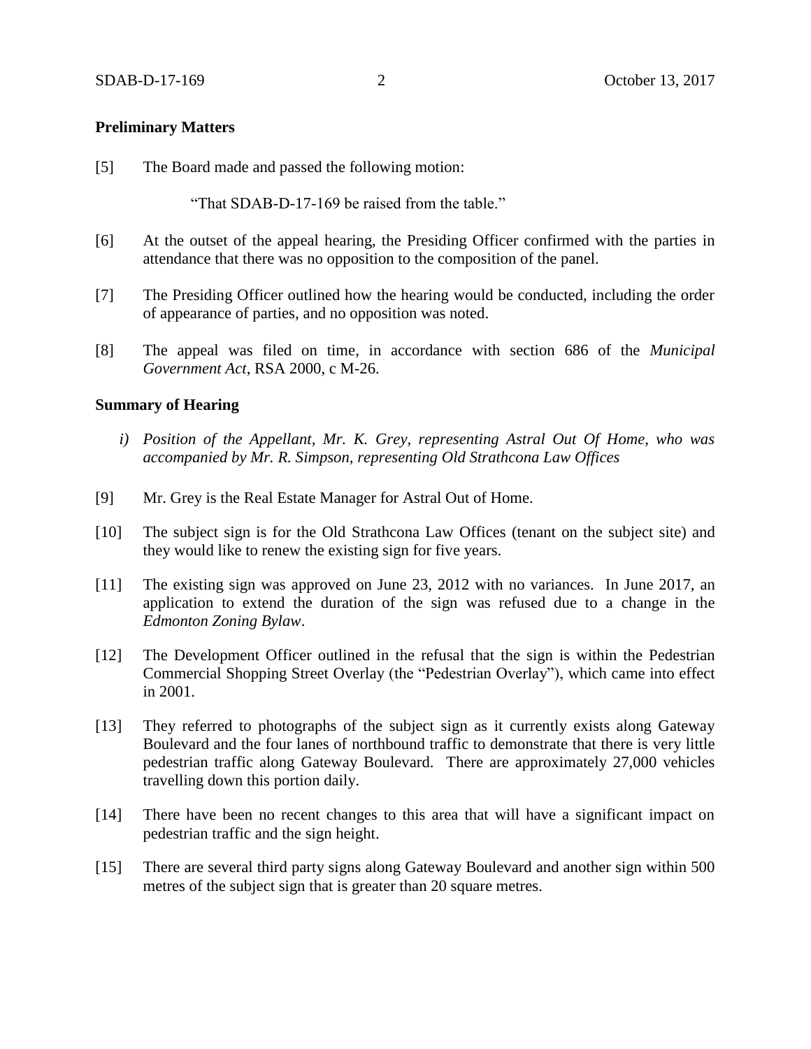**Preliminary Matters**

[5] The Board made and passed the following motion:

"That SDAB-D-17-169 be raised from the table."

[6] At the outset of the appeal hearing, the Presiding Officer confirmed with the parties in attendance that there was no opposition to the composition of the panel.

[7] The Presiding Officer outlined how the hearing would be conducted, including the order of appearance of parties, and no opposition was noted.

[8] The appeal was filed on time, in accordance with section 686 of the *Municipal Government Act*, RSA 2000, c M-26.

**Summary of Hearing**

*i) Position of the Appellant, Mr. K. Grey, representing Astral Out Of Home, who was accompanied by Mr. R. Simpson, representing Old Strathcona Law Offices*

[9] Mr. Grey is the Real Estate Manager for Astral Out of Home.

[10] The subject sign is for the Old Strathcona Law Offices (tenant on the subject site) and they would like to renew the existing sign for five years.

[11] The existing sign was approved on June 23, 2012 with no variances. In June 2017, an application to extend the duration of the sign was refused due to a change in the *Edmonton Zoning Bylaw*.

[12] The Development Officer outlined in the refusal that the sign is within the Pedestrian Commercial Shopping Street Overlay (the "Pedestrian Overlay"), which came into effect in 2001.

[13] They referred to photographs of the subject sign as it currently exists along Gateway Boulevard and the four lanes of northbound traffic to demonstrate that there is very little pedestrian traffic along Gateway Boulevard. There are approximately 27,000 vehicles travelling down this portion daily.

[14] There have been no recent changes to this area that will have a significant impact on pedestrian traffic and the sign height.

[15] There are several third party signs along Gateway Boulevard and another sign within 500 metres of the subject sign that is greater than 20 square metres.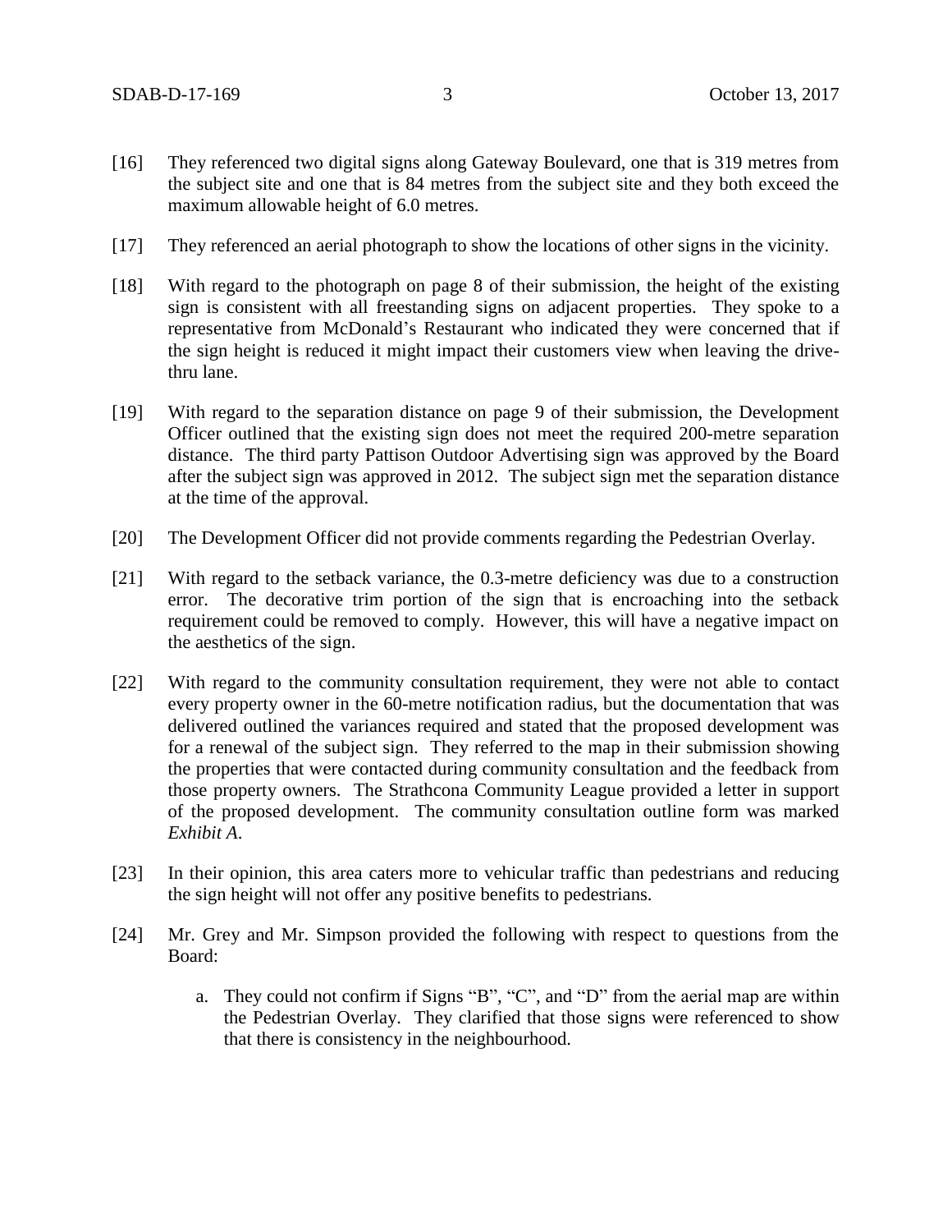[16] They referenced two digital signs along Gateway Boulevard, one that is 319 metres from the subject site and one that is 84 metres from the subject site and they both exceed the maximum allowable height of 6.0 metres.

[17] They referenced an aerial photograph to show the locations of other signs in the vicinity.

[18] With regard to the photograph on page 8 of their submission, the height of the existing sign is consistent with all freestanding signs on adjacent properties. They spoke to a representative from McDonald's Restaurant who indicated they were concerned that if the sign height is reduced it might impact their customers view when leaving the drive-thru lane.

[19] With regard to the separation distance on page 9 of their submission, the Development Officer outlined that the existing sign does not meet the required 200-metre separation distance. The third party Pattison Outdoor Advertising sign was approved by the Board after the subject sign was approved in 2012. The subject sign met the separation distance at the time of the approval.

[20] The Development Officer did not provide comments regarding the Pedestrian Overlay.

[21] With regard to the setback variance, the 0.3-metre deficiency was due to a construction error. The decorative trim portion of the sign that is encroaching into the setback requirement could be removed to comply. However, this will have a negative impact on the aesthetics of the sign.

[22] With regard to the community consultation requirement, they were not able to contact every property owner in the 60-metre notification radius, but the documentation that was delivered outlined the variances required and stated that the proposed development was for a renewal of the subject sign. They referred to the map in their submission showing the properties that were contacted during community consultation and the feedback from those property owners. The Strathcona Community League provided a letter in support of the proposed development. The community consultation outline form was marked *Exhibit A*.

[23] In their opinion, this area caters more to vehicular traffic than pedestrians and reducing the sign height will not offer any positive benefits to pedestrians.

[24] Mr. Grey and Mr. Simpson provided the following with respect to questions from the Board:

a. They could not confirm if Signs "B", "C", and "D" from the aerial map are within the Pedestrian Overlay. They clarified that those signs were referenced to show that there is consistency in the neighbourhood.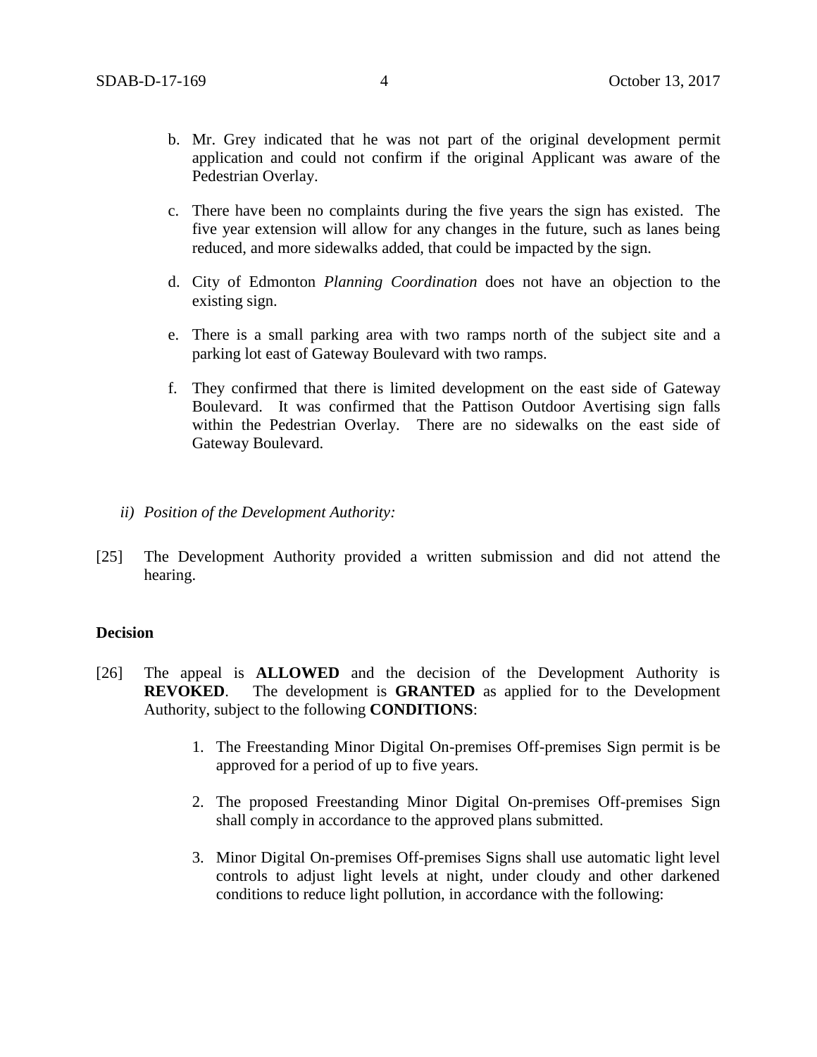b. Mr. Grey indicated that he was not part of the original development permit application and could not confirm if the original Applicant was aware of the Pedestrian Overlay.

c. There have been no complaints during the five years the sign has existed. The five year extension will allow for any changes in the future, such as lanes being reduced, and more sidewalks added, that could be impacted by the sign.

d. City of Edmonton *Planning Coordination* does not have an objection to the existing sign.

e. There is a small parking area with two ramps north of the subject site and a parking lot east of Gateway Boulevard with two ramps.

f. They confirmed that there is limited development on the east side of Gateway Boulevard. It was confirmed that the Pattison Outdoor Avertising sign falls within the Pedestrian Overlay. There are no sidewalks on the east side of Gateway Boulevard.

*ii) Position of the Development Authority:*

[25] The Development Authority provided a written submission and did not attend the hearing.

**Decision**

[26] The appeal is **ALLOWED** and the decision of the Development Authority is **REVOKED**. The development is **GRANTED** as applied for to the Development Authority, subject to the following **CONDITIONS**:

1. The Freestanding Minor Digital On-premises Off-premises Sign permit is be approved for a period of up to five years.

2. The proposed Freestanding Minor Digital On-premises Off-premises Sign shall comply in accordance to the approved plans submitted.

3. Minor Digital On-premises Off-premises Signs shall use automatic light level controls to adjust light levels at night, under cloudy and other darkened conditions to reduce light pollution, in accordance with the following: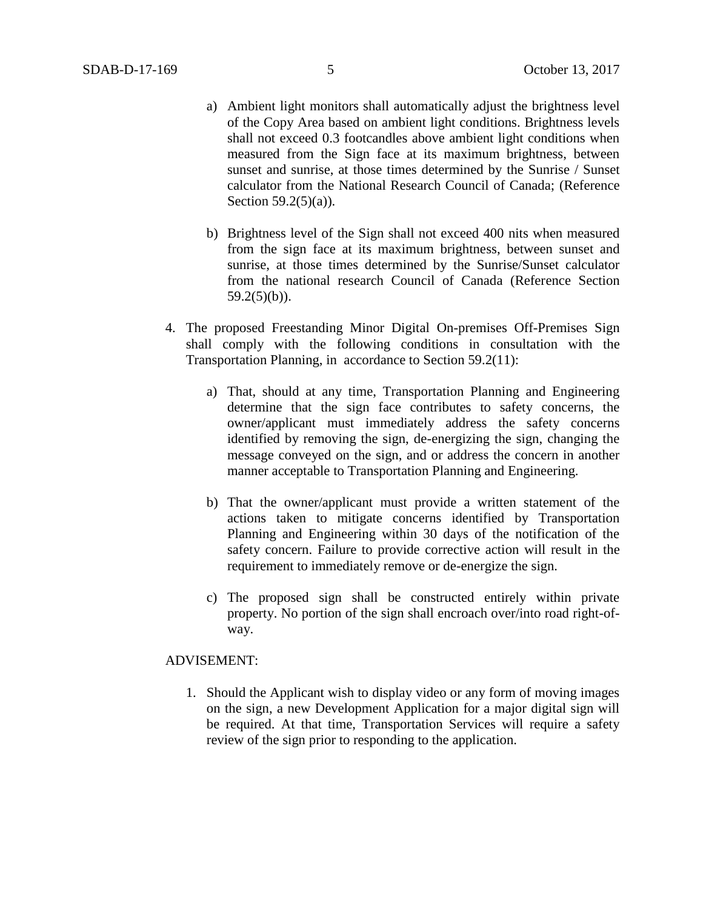a) Ambient light monitors shall automatically adjust the brightness level of the Copy Area based on ambient light conditions. Brightness levels shall not exceed 0.3 footcandles above ambient light conditions when measured from the Sign face at its maximum brightness, between sunset and sunrise, at those times determined by the Sunrise / Sunset calculator from the National Research Council of Canada; (Reference Section 59.2(5)(a)).

b) Brightness level of the Sign shall not exceed 400 nits when measured from the sign face at its maximum brightness, between sunset and sunrise, at those times determined by the Sunrise/Sunset calculator from the national research Council of Canada (Reference Section 59.2(5)(b)).

4. The proposed Freestanding Minor Digital On-premises Off-Premises Sign shall comply with the following conditions in consultation with the Transportation Planning, in accordance to Section 59.2(11):

   a) That, should at any time, Transportation Planning and Engineering determine that the sign face contributes to safety concerns, the owner/applicant must immediately address the safety concerns identified by removing the sign, de-energizing the sign, changing the message conveyed on the sign, and or address the concern in another manner acceptable to Transportation Planning and Engineering.

   b) That the owner/applicant must provide a written statement of the actions taken to mitigate concerns identified by Transportation Planning and Engineering within 30 days of the notification of the safety concern. Failure to provide corrective action will result in the requirement to immediately remove or de-energize the sign.

   c) The proposed sign shall be constructed entirely within private property. No portion of the sign shall encroach over/into road right-of-way.

ADVISEMENT:

1. Should the Applicant wish to display video or any form of moving images on the sign, a new Development Application for a major digital sign will be required. At that time, Transportation Services will require a safety review of the sign prior to responding to the application.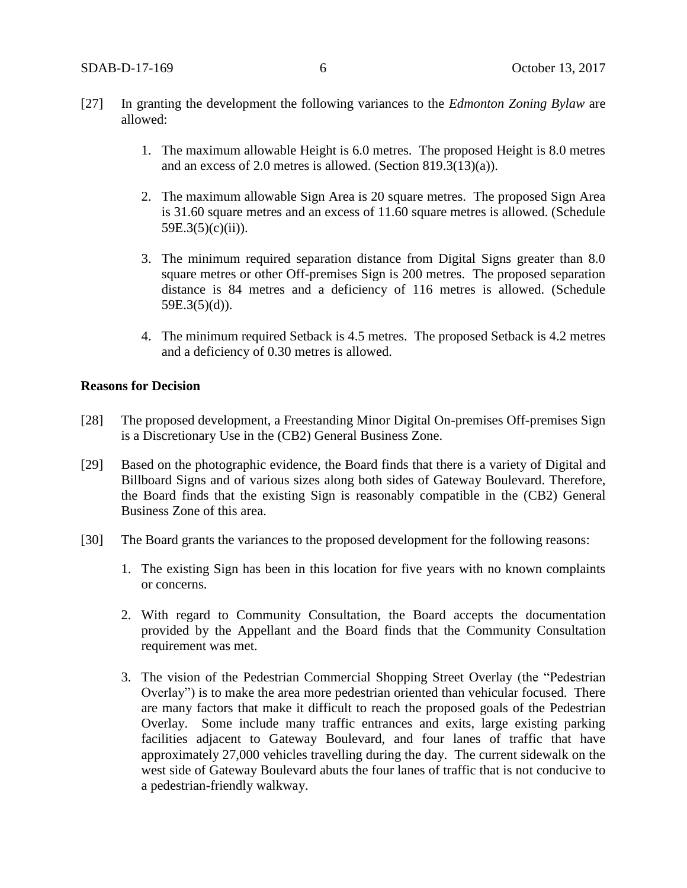[27] In granting the development the following variances to the *Edmonton Zoning Bylaw* are allowed:

1. The maximum allowable Height is 6.0 metres. The proposed Height is 8.0 metres and an excess of 2.0 metres is allowed. (Section 819.3(13)(a)).

2. The maximum allowable Sign Area is 20 square metres. The proposed Sign Area is 31.60 square metres and an excess of 11.60 square metres is allowed. (Schedule 59E.3(5)(c)(ii)).

3. The minimum required separation distance from Digital Signs greater than 8.0 square metres or other Off-premises Sign is 200 metres. The proposed separation distance is 84 metres and a deficiency of 116 metres is allowed. (Schedule 59E.3(5)(d)).

4. The minimum required Setback is 4.5 metres. The proposed Setback is 4.2 metres and a deficiency of 0.30 metres is allowed.

**Reasons for Decision**

[28] The proposed development, a Freestanding Minor Digital On-premises Off-premises Sign is a Discretionary Use in the (CB2) General Business Zone.

[29] Based on the photographic evidence, the Board finds that there is a variety of Digital and Billboard Signs and of various sizes along both sides of Gateway Boulevard. Therefore, the Board finds that the existing Sign is reasonably compatible in the (CB2) General Business Zone of this area.

[30] The Board grants the variances to the proposed development for the following reasons:

1. The existing Sign has been in this location for five years with no known complaints or concerns.

2. With regard to Community Consultation, the Board accepts the documentation provided by the Appellant and the Board finds that the Community Consultation requirement was met.

3. The vision of the Pedestrian Commercial Shopping Street Overlay (the "Pedestrian Overlay") is to make the area more pedestrian oriented than vehicular focused. There are many factors that make it difficult to reach the proposed goals of the Pedestrian Overlay. Some include many traffic entrances and exits, large existing parking facilities adjacent to Gateway Boulevard, and four lanes of traffic that have approximately 27,000 vehicles travelling during the day. The current sidewalk on the west side of Gateway Boulevard abuts the four lanes of traffic that is not conducive to a pedestrian-friendly walkway.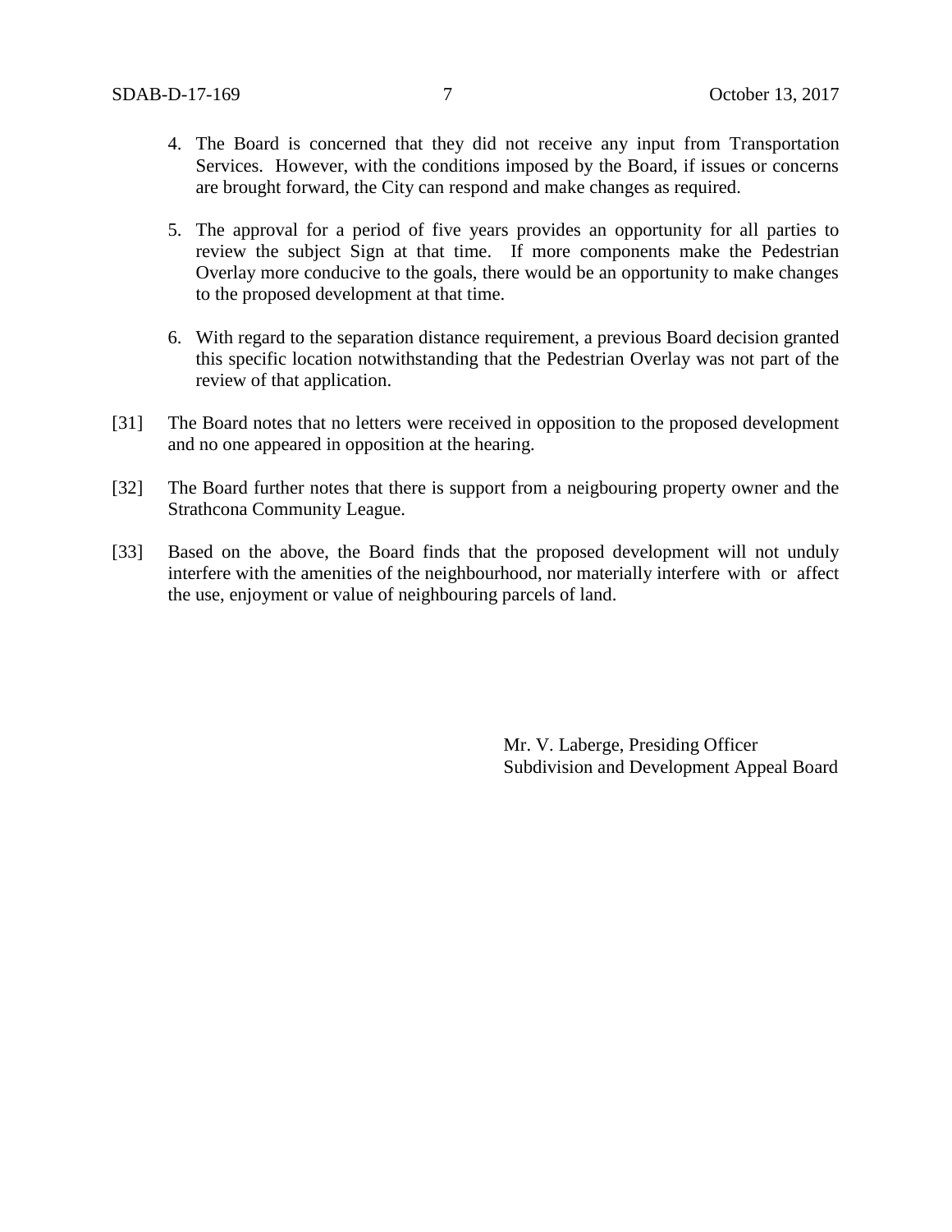4. The Board is concerned that they did not receive any input from Transportation Services. However, with the conditions imposed by the Board, if issues or concerns are brought forward, the City can respond and make changes as required.

5. The approval for a period of five years provides an opportunity for all parties to review the subject Sign at that time. If more components make the Pedestrian Overlay more conducive to the goals, there would be an opportunity to make changes to the proposed development at that time.

6. With regard to the separation distance requirement, a previous Board decision granted this specific location notwithstanding that the Pedestrian Overlay was not part of the review of that application.

[31] The Board notes that no letters were received in opposition to the proposed development and no one appeared in opposition at the hearing.

[32] The Board further notes that there is support from a neigbouring property owner and the Strathcona Community League.

[33] Based on the above, the Board finds that the proposed development will not unduly interfere with the amenities of the neighbourhood, nor materially interfere with or affect the use, enjoyment or value of neighbouring parcels of land.

Mr. V. Laberge, Presiding Officer
Subdivision and Development Appeal Board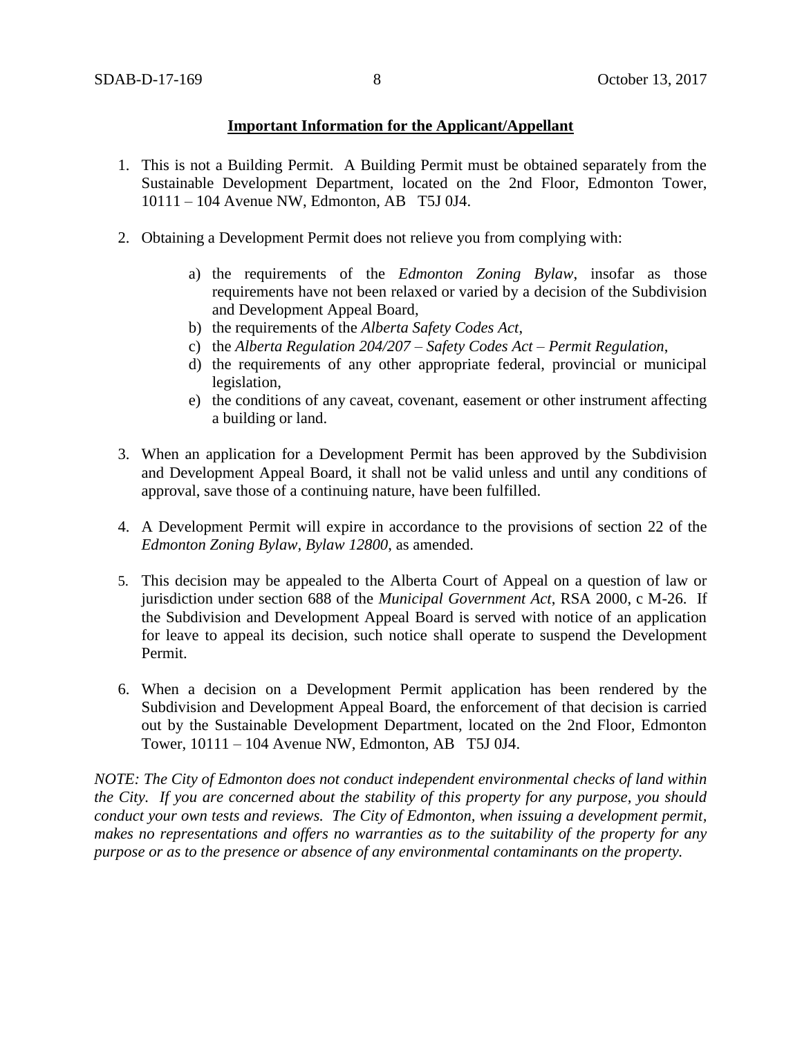**Important Information for the Applicant/Appellant**

1. This is not a Building Permit. A Building Permit must be obtained separately from the Sustainable Development Department, located on the 2nd Floor, Edmonton Tower, 10111 – 104 Avenue NW, Edmonton, AB T5J 0J4.

2. Obtaining a Development Permit does not relieve you from complying with:

   a) the requirements of the *Edmonton Zoning Bylaw*, insofar as those requirements have not been relaxed or varied by a decision of the Subdivision and Development Appeal Board,
   b) the requirements of the *Alberta Safety Codes Act*,
   c) the *Alberta Regulation 204/207 – Safety Codes Act – Permit Regulation*,
   d) the requirements of any other appropriate federal, provincial or municipal legislation,
   e) the conditions of any caveat, covenant, easement or other instrument affecting a building or land.

3. When an application for a Development Permit has been approved by the Subdivision and Development Appeal Board, it shall not be valid unless and until any conditions of approval, save those of a continuing nature, have been fulfilled.

4. A Development Permit will expire in accordance to the provisions of section 22 of the *Edmonton Zoning Bylaw, Bylaw 12800*, as amended.

5. This decision may be appealed to the Alberta Court of Appeal on a question of law or jurisdiction under section 688 of the *Municipal Government Act*, RSA 2000, c M-26. If the Subdivision and Development Appeal Board is served with notice of an application for leave to appeal its decision, such notice shall operate to suspend the Development Permit.

6. When a decision on a Development Permit application has been rendered by the Subdivision and Development Appeal Board, the enforcement of that decision is carried out by the Sustainable Development Department, located on the 2nd Floor, Edmonton Tower, 10111 – 104 Avenue NW, Edmonton, AB T5J 0J4.

*NOTE: The City of Edmonton does not conduct independent environmental checks of land within the City. If you are concerned about the stability of this property for any purpose, you should conduct your own tests and reviews. The City of Edmonton, when issuing a development permit, makes no representations and offers no warranties as to the suitability of the property for any purpose or as to the presence or absence of any environmental contaminants on the property.*